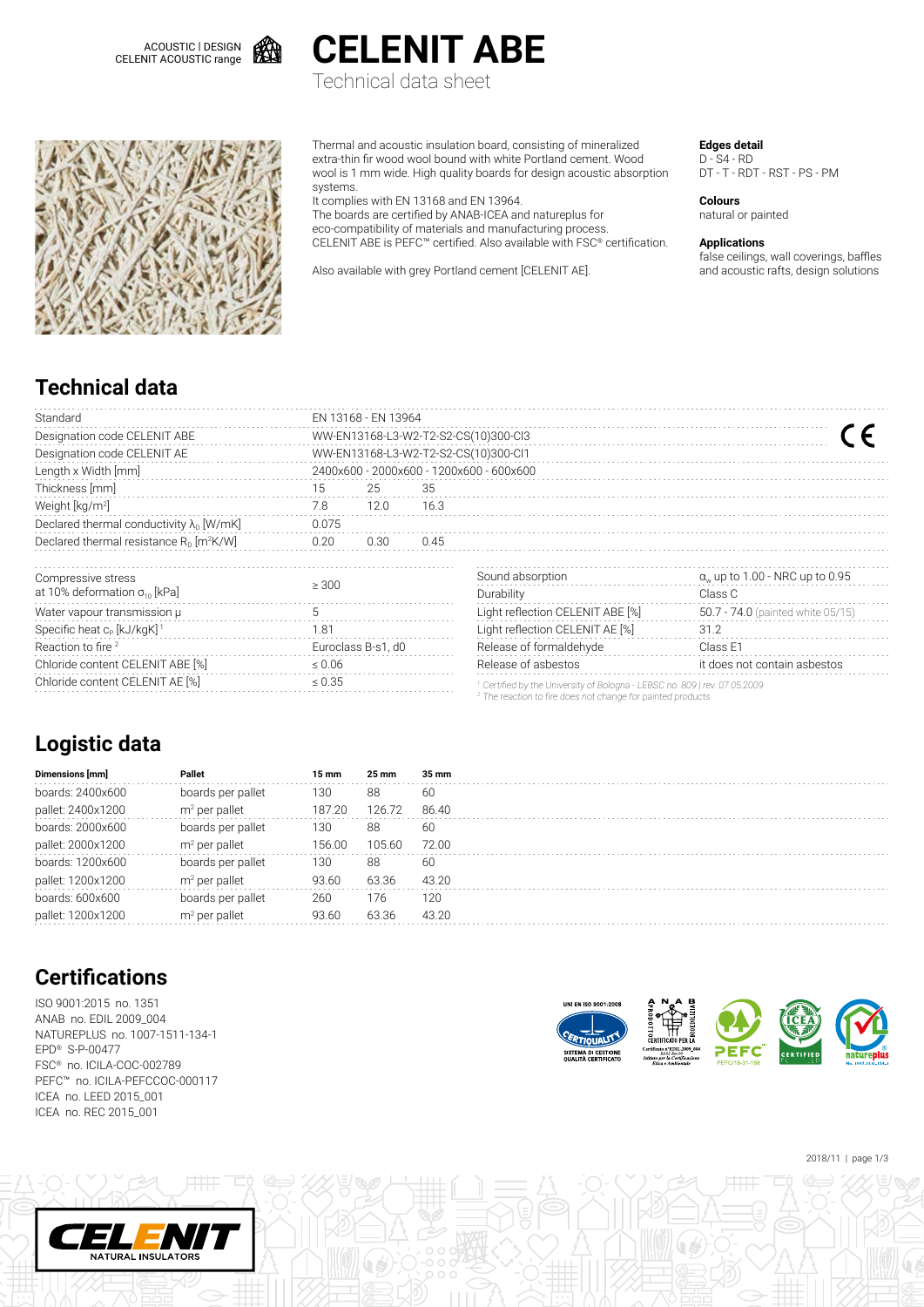ACOUSTIC | DESIGN
CELENIT ACOUSTIC range

# CELENIT ABE

Technical data sheet

Thermal and acoustic insulation board, consisting of mineralized extra-thin fir wood wool bound with white Portland cement. Wood wool is 1 mm wide. High quality boards for design acoustic absorption systems.
It complies with EN 13168 and EN 13964.
The boards are certified by ANAB-ICEA and natureplus for eco-compatibility of materials and manufacturing process.
CELENIT ABE is PEFC™ certified. Also available with FSC® certification.

Also available with grey Portland cement [CELENIT AE].

**Edges detail**
D - S4 - RD
DT - T - RDT - RST - PS - PM

**Colours**
natural or painted

**Applications**
false ceilings, wall coverings, baffles and acoustic rafts, design solutions

## Technical data

| | | | |
|---|---|---|---|
| Standard | EN 13168 - EN 13964 | | |
| Designation code CELENIT ABE | WW-EN13168-L3-W2-T2-S2-CS(10)300-CI3 | | |
| Designation code CELENIT AE | WW-EN13168-L3-W2-T2-S2-CS(10)300-CI1 | | |
| Length x Width [mm] | 2400x600 - 2000x600 - 1200x600 - 600x600 | | |
| Thickness [mm] | 15 | 25 | 35 |
| Weight [kg/m²] | 7.8 | 12.0 | 16.3 |
| Declared thermal conductivity $\lambda_D$ [W/mK] | 0.075 | | |
| Declared thermal resistance $R_D$ [m²K/W] | 0.20 | 0.30 | 0.45 |

| | |
|---|---|
| Compressive stress at 10% deformation $\sigma_{10}$ [kPa] | ≥ 300 |
| Water vapour transmission μ | 5 |
| Specific heat $c_P$ [kJ/kgK] [1] | 1.81 |
| Reaction to fire [2] | Euroclass B-s1, d0 |
| Chloride content CELENIT ABE [%] | ≤ 0.06 |
| Chloride content CELENIT AE [%] | ≤ 0.35 |

| | |
|---|---|
| Sound absorption | $\alpha_w$ up to 1.00 - NRC up to 0.95 |
| Durability | Class C |
| Light reflection CELENIT ABE [%] | 50.7 - 74.0 (painted white 05/15) |
| Light reflection CELENIT AE [%] | 31.2 |
| Release of formaldehyde | Class E1 |
| Release of asbestos | it does not contain asbestos |

*[1] Certified by the University of Bologna - LEBSC no. 809 | rev. 07.05.2009*
*[2] The reaction to fire does not change for painted products*

## Logistic data

| Dimensions [mm] | Pallet | 15 mm | 25 mm | 35 mm |
|---|---|---|---|---|
| boards: 2400x600 | boards per pallet | 130 | 88 | 60 |
| pallet: 2400x1200 | m² per pallet | 187.20 | 126.72 | 86.40 |
| boards: 2000x600 | boards per pallet | 130 | 88 | 60 |
| pallet: 2000x1200 | m² per pallet | 156.00 | 105.60 | 72.00 |
| boards: 1200x600 | boards per pallet | 130 | 88 | 60 |
| pallet: 1200x1200 | m² per pallet | 93.60 | 63.36 | 43.20 |
| boards: 600x600 | boards per pallet | 260 | 176 | 120 |
| pallet: 1200x1200 | m² per pallet | 93.60 | 63.36 | 43.20 |

## Certifications

ISO 9001:2015 no. 1351
ANAB no. EDIL 2009_004
NATUREPLUS no. 1007-1511-134-1
EPD® S-P-00477
FSC® no. ICILA-COC-002789
PEFC™ no. ICILA-PEFCCOC-000117
ICEA no. LEED 2015_001
ICEA no. REC 2015_001

2018/11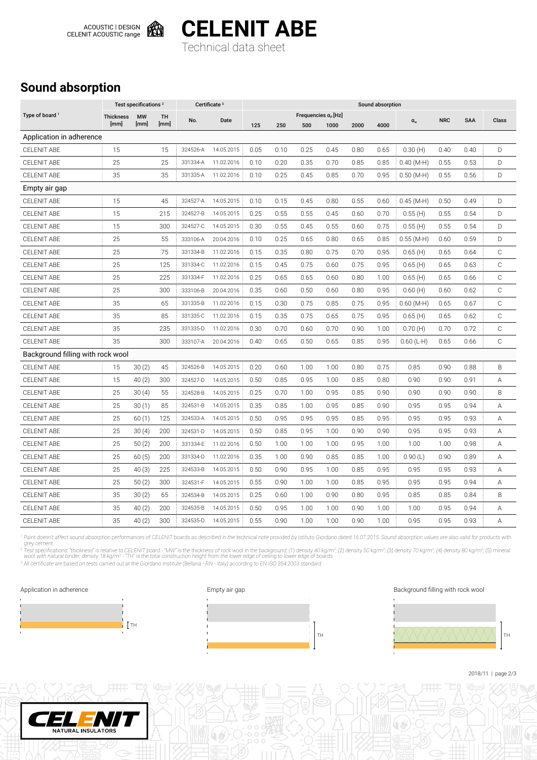# CELENIT ABE

Technical data sheet

## Sound absorption

| Type of board [1] | Test specifications [2] | | | Certificate [3] | | Sound absorption | | | | | | | | | |
|---|---|---|---|---|---|---|---|---|---|---|---|---|---|---|---|
| | Thickness [mm] | MW [mm] | TH [mm] | No. | Date | Frequencies $\alpha_p$ [Hz] 125 | 250 | 500 | 1000 | 2000 | 4000 | $\alpha_w$ | NRC | SAA | Class |
| **Application in adherence** | | | | | | | | | | | | | | | |
| CELENIT ABE | 15 | | 15 | 324526-A | 14.05.2015 | 0.05 | 0.10 | 0.25 | 0.45 | 0.80 | 0.65 | 0.30 (H) | 0.40 | 0.40 | D |
| CELENIT ABE | 25 | | 25 | 331334-A | 11.02.2016 | 0.10 | 0.20 | 0.35 | 0.70 | 0.85 | 0.85 | 0.40 (M-H) | 0.55 | 0.53 | D |
| CELENIT ABE | 35 | | 35 | 331335-A | 11.02.2016 | 0.10 | 0.25 | 0.45 | 0.85 | 0.70 | 0.95 | 0.50 (M-H) | 0.55 | 0.56 | D |
| **Empty air gap** | | | | | | | | | | | | | | | |
| CELENIT ABE | 15 | | 45 | 324527-A | 14.05.2015 | 0.10 | 0.15 | 0.45 | 0.80 | 0.55 | 0.60 | 0.45 (M-H) | 0.50 | 0.49 | D |
| CELENIT ABE | 15 | | 215 | 324527-B | 14.05.2015 | 0.25 | 0.55 | 0.55 | 0.45 | 0.60 | 0.70 | 0.55 (H) | 0.55 | 0.54 | D |
| CELENIT ABE | 15 | | 300 | 324527-C | 14.05.2015 | 0.30 | 0.55 | 0.45 | 0.55 | 0.60 | 0.75 | 0.55 (H) | 0.55 | 0.54 | D |
| CELENIT ABE | 25 | | 55 | 333106-A | 20.04.2016 | 0.10 | 0.25 | 0.65 | 0.80 | 0.65 | 0.85 | 0.55 (M-H) | 0.60 | 0.59 | D |
| CELENIT ABE | 25 | | 75 | 331334-B | 11.02.2016 | 0.15 | 0.35 | 0.80 | 0.75 | 0.70 | 0.95 | 0.65 (H) | 0.65 | 0.64 | C |
| CELENIT ABE | 25 | | 125 | 331334-C | 11.02.2016 | 0.15 | 0.45 | 0.75 | 0.60 | 0.75 | 0.95 | 0.65 (H) | 0.65 | 0.63 | C |
| CELENIT ABE | 25 | | 225 | 331334-F | 11.02.2016 | 0.25 | 0.65 | 0.65 | 0.60 | 0.80 | 1.00 | 0.65 (H) | 0.65 | 0.66 | C |
| CELENIT ABE | 25 | | 300 | 333106-B | 20.04.2016 | 0.35 | 0.60 | 0.50 | 0.60 | 0.80 | 0.95 | 0.60 (H) | 0.60 | 0.62 | C |
| CELENIT ABE | 35 | | 65 | 331335-B | 11.02.2016 | 0.15 | 0.30 | 0.75 | 0.85 | 0.75 | 0.95 | 0.60 (M-H) | 0.65 | 0.67 | C |
| CELENIT ABE | 35 | | 85 | 331335-C | 11.02.2016 | 0.15 | 0.35 | 0.75 | 0.65 | 0.75 | 0.95 | 0.65 (H) | 0.65 | 0.62 | C |
| CELENIT ABE | 35 | | 235 | 331335-D | 11.02.2016 | 0.30 | 0.70 | 0.60 | 0.70 | 0.90 | 1.00 | 0.70 (H) | 0.70 | 0.72 | C |
| CELENIT ABE | 35 | | 300 | 333107-A | 20.04.2016 | 0.40 | 0.65 | 0.50 | 0.65 | 0.85 | 0.95 | 0.60 (L-H) | 0.65 | 0.66 | C |
| **Background filling with rock wool** | | | | | | | | | | | | | | | |
| CELENIT ABE | 15 | 30 (2) | 45 | 324526-B | 14.05.2015 | 0.20 | 0.60 | 1.00 | 1.00 | 0.80 | 0.75 | 0.85 | 0.90 | 0.88 | B |
| CELENIT ABE | 15 | 40 (2) | 300 | 324527-D | 14.05.2015 | 0.50 | 0.85 | 0.95 | 1.00 | 0.85 | 0.80 | 0.90 | 0.90 | 0.91 | A |
| CELENIT ABE | 25 | 30 (4) | 55 | 324528-B | 14.05.2015 | 0.25 | 0.70 | 1.00 | 0.95 | 0.85 | 0.90 | 0.90 | 0.90 | 0.90 | B |
| CELENIT ABE | 25 | 30 (1) | 85 | 324531-B | 14.05.2015 | 0.35 | 0.85 | 1.00 | 0.95 | 0.85 | 0.90 | 0.95 | 0.95 | 0.94 | A |
| CELENIT ABE | 25 | 60 (1) | 125 | 324533-A | 14.05.2015 | 0.50 | 0.95 | 0.95 | 0.95 | 0.85 | 0.95 | 0.95 | 0.95 | 0.93 | A |
| CELENIT ABE | 25 | 30 (4) | 200 | 324531-D | 14.05.2015 | 0.50 | 0.85 | 0.95 | 1.00 | 0.90 | 0.90 | 0.95 | 0.95 | 0.93 | A |
| CELENIT ABE | 25 | 50 (2) | 200 | 331334-E | 11.02.2016 | 0.50 | 1.00 | 1.00 | 1.00 | 0.95 | 1.00 | 1.00 | 1.00 | 0.98 | A |
| CELENIT ABE | 25 | 60 (5) | 200 | 331334-D | 11.02.2016 | 0.35 | 1.00 | 0.90 | 0.85 | 0.85 | 1.00 | 0.90 (L) | 0.90 | 0.89 | A |
| CELENIT ABE | 25 | 40 (3) | 225 | 324533-B | 14.05.2015 | 0.50 | 0.90 | 0.95 | 1.00 | 0.85 | 0.95 | 0.95 | 0.95 | 0.93 | A |
| CELENIT ABE | 25 | 50 (2) | 300 | 324531-F | 14.05.2015 | 0.55 | 0.90 | 1.00 | 1.00 | 0.85 | 0.95 | 0.95 | 0.95 | 0.94 | A |
| CELENIT ABE | 35 | 30 (2) | 65 | 324534-B | 14.05.2015 | 0.25 | 0.60 | 1.00 | 0.90 | 0.80 | 0.95 | 0.85 | 0.85 | 0.84 | B |
| CELENIT ABE | 35 | 40 (2) | 200 | 324535-B | 14.05.2015 | 0.50 | 0.95 | 1.00 | 1.00 | 0.90 | 1.00 | 1.00 | 0.95 | 0.94 | A |
| CELENIT ABE | 35 | 40 (2) | 300 | 324535-D | 14.05.2015 | 0.55 | 0.90 | 1.00 | 1.00 | 0.90 | 1.00 | 0.95 | 0.95 | 0.93 | A |

[1] *Paint doesn't affect sound absorption performances of CELENIT boards as described in the technical note provided by Istituto Giordano dated 16.07.2015. Sound absorption values are also valid for products with grey cement*

[2] *Test specifications: "thickness" is relative to CELENIT board - "MW" is the thickness of rock wool in the background; (1) density 40 kg/m³; (2) density 50 kg/m³; (3) density 70 kg/m³; (4) density 80 kg/m³; (5) mineral wool with natural binder, density 18 kg/m³ - "TH" is the total construction height from the lower edge of ceiling to lower edge of boards*

[3] *All certificate are based on tests carried out at the Giordano Institute (Bellaria - RN - Italy) according to EN ISO 354:2003 standard*

Application in adherence — TH

Empty air gap — TH

Background filling with rock wool — TH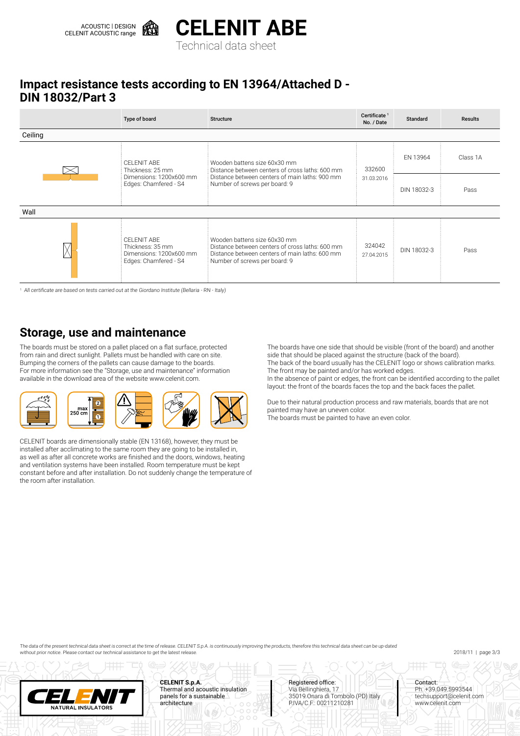## Impact resistance tests according to EN 13964/Attached D - DIN 18032/Part 3

| | Type of board | Structure | Certificate [1] No. / Date | Standard | Results |
|---|---|---|---|---|---|
| Ceiling | | | | | |
| | CELENIT ABE<br>Thickness: 25 mm<br>Dimensions: 1200x600 mm<br>Edges: Chamfered - S4 | Wooden battens size 60x30 mm<br>Distance between centers of cross laths: 600 mm<br>Distance between centers of main laths: 900 mm<br>Number of screws per board: 9 | 332600<br>31.03.2016 | EN 13964 | Class 1A |
| | | | | DIN 18032-3 | Pass |
| Wall | | | | | |
| | CELENIT ABE<br>Thickness: 35 mm<br>Dimensions: 1200x600 mm<br>Edges: Chamfered - S4 | Wooden battens size 60x30 mm<br>Distance between centers of cross laths: 600 mm<br>Distance between centers of main laths: 600 mm<br>Number of screws per board: 9 | 324042<br>27.04.2015 | DIN 18032-3 | Pass |

[1] *All certificate are based on tests carried out at the Giordano Institute (Bellaria - RN - Italy)*

## Storage, use and maintenance

The boards must be stored on a pallet placed on a flat surface, protected from rain and direct sunlight. Pallets must be handled with care on site. Bumping the corners of the pallets can cause damage to the boards. For more information see the "Storage, use and maintenance" information available in the download area of the website www.celenit.com.

max 250 cm

CELENIT boards are dimensionally stable (EN 13168), however, they must be installed after acclimating to the same room they are going to be installed in, as well as after all concrete works are finished and the doors, windows, heating and ventilation systems have been installed. Room temperature must be kept constant before and after installation. Do not suddenly change the temperature of the room after installation.

The boards have one side that should be visible (front of the board) and another side that should be placed against the structure (back of the board). The back of the board usually has the CELENIT logo or shows calibration marks. The front may be painted and/or has worked edges.
In the absence of paint or edges, the front can be identified according to the pallet layout: the front of the boards faces the top and the back faces the pallet.

Due to their natural production process and raw materials, boards that are not painted may have an uneven color.
The boards must be painted to have an even color.

*The data of the present technical data sheet is correct at the time of release. CELENIT S.p.A. is continuously improving the products, therefore this technical data sheet can be up-dated without prior notice. Please contact our technical assistance to get the latest release.*

2018/11

**CELENIT S.p.A.**
Thermal and acoustic insulation panels for a sustainable architecture

Registered office:
Via Bellinghiera, 17
35019 Onara di Tombolo (PD) Italy
P.IVA/C.F.: 00211210281

Contact:
Ph. +39.049.5993544
techsupport@celenit.com
www.celenit.com